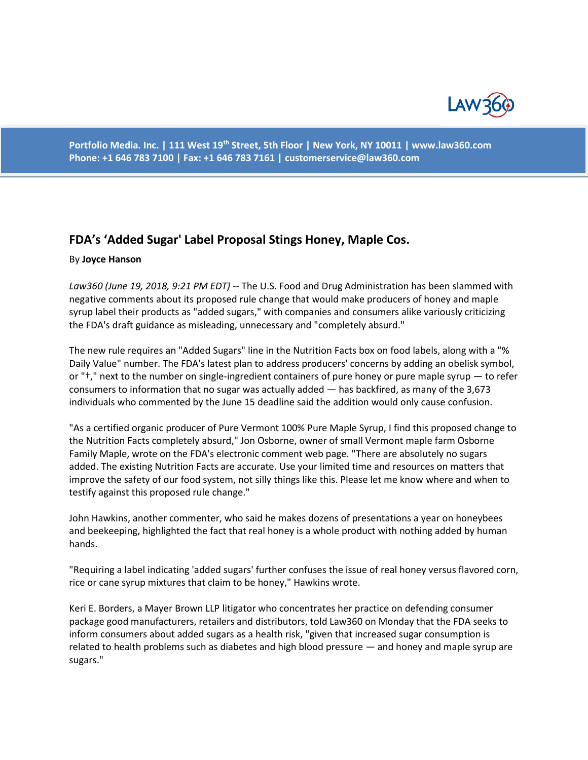Portfolio Media. Inc. | 111 West 19th Street, 5th Floor | New York, NY 10011 | www.law360.com
Phone: +1 646 783 7100 | Fax: +1 646 783 7161 | customerservice@law360.com

## FDA's 'Added Sugar' Label Proposal Stings Honey, Maple Cos.

By **Joyce Hanson**

*Law360 (June 19, 2018, 9:21 PM EDT)* -- The U.S. Food and Drug Administration has been slammed with negative comments about its proposed rule change that would make producers of honey and maple syrup label their products as "added sugars," with companies and consumers alike variously criticizing the FDA's draft guidance as misleading, unnecessary and "completely absurd."

The new rule requires an "Added Sugars" line in the Nutrition Facts box on food labels, along with a "% Daily Value" number. The FDA's latest plan to address producers' concerns by adding an obelisk symbol, or "†," next to the number on single-ingredient containers of pure honey or pure maple syrup — to refer consumers to information that no sugar was actually added — has backfired, as many of the 3,673 individuals who commented by the June 15 deadline said the addition would only cause confusion.

"As a certified organic producer of Pure Vermont 100% Pure Maple Syrup, I find this proposed change to the Nutrition Facts completely absurd," Jon Osborne, owner of small Vermont maple farm Osborne Family Maple, wrote on the FDA's electronic comment web page. "There are absolutely no sugars added. The existing Nutrition Facts are accurate. Use your limited time and resources on matters that improve the safety of our food system, not silly things like this. Please let me know where and when to testify against this proposed rule change."

John Hawkins, another commenter, who said he makes dozens of presentations a year on honeybees and beekeeping, highlighted the fact that real honey is a whole product with nothing added by human hands.

"Requiring a label indicating 'added sugars' further confuses the issue of real honey versus flavored corn, rice or cane syrup mixtures that claim to be honey," Hawkins wrote.

Keri E. Borders, a Mayer Brown LLP litigator who concentrates her practice on defending consumer package good manufacturers, retailers and distributors, told Law360 on Monday that the FDA seeks to inform consumers about added sugars as a health risk, "given that increased sugar consumption is related to health problems such as diabetes and high blood pressure — and honey and maple syrup are sugars."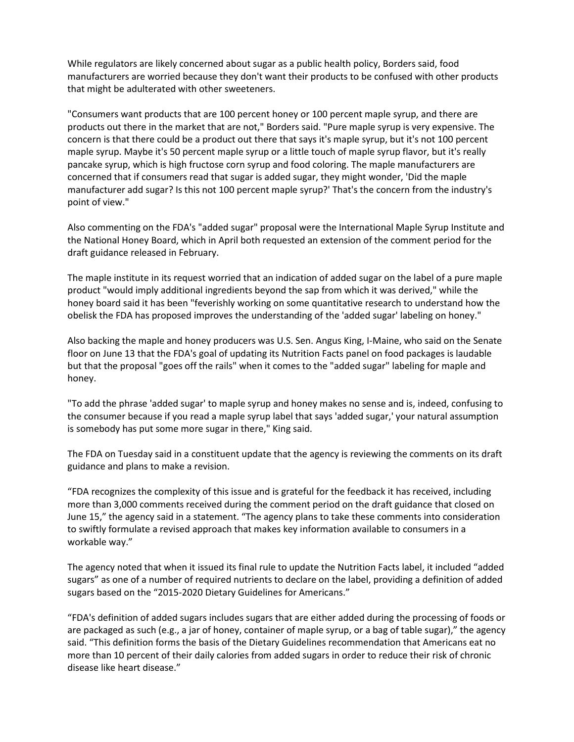While regulators are likely concerned about sugar as a public health policy, Borders said, food manufacturers are worried because they don't want their products to be confused with other products that might be adulterated with other sweeteners.

"Consumers want products that are 100 percent honey or 100 percent maple syrup, and there are products out there in the market that are not," Borders said. "Pure maple syrup is very expensive. The concern is that there could be a product out there that says it's maple syrup, but it's not 100 percent maple syrup. Maybe it's 50 percent maple syrup or a little touch of maple syrup flavor, but it's really pancake syrup, which is high fructose corn syrup and food coloring. The maple manufacturers are concerned that if consumers read that sugar is added sugar, they might wonder, 'Did the maple manufacturer add sugar? Is this not 100 percent maple syrup?' That's the concern from the industry's point of view."

Also commenting on the FDA's "added sugar" proposal were the International Maple Syrup Institute and the National Honey Board, which in April both requested an extension of the comment period for the draft guidance released in February.

The maple institute in its request worried that an indication of added sugar on the label of a pure maple product "would imply additional ingredients beyond the sap from which it was derived," while the honey board said it has been "feverishly working on some quantitative research to understand how the obelisk the FDA has proposed improves the understanding of the 'added sugar' labeling on honey."

Also backing the maple and honey producers was U.S. Sen. Angus King, I-Maine, who said on the Senate floor on June 13 that the FDA's goal of updating its Nutrition Facts panel on food packages is laudable but that the proposal "goes off the rails" when it comes to the "added sugar" labeling for maple and honey.

"To add the phrase 'added sugar' to maple syrup and honey makes no sense and is, indeed, confusing to the consumer because if you read a maple syrup label that says 'added sugar,' your natural assumption is somebody has put some more sugar in there," King said.

The FDA on Tuesday said in a constituent update that the agency is reviewing the comments on its draft guidance and plans to make a revision.

“FDA recognizes the complexity of this issue and is grateful for the feedback it has received, including more than 3,000 comments received during the comment period on the draft guidance that closed on June 15,” the agency said in a statement. “The agency plans to take these comments into consideration to swiftly formulate a revised approach that makes key information available to consumers in a workable way.”

The agency noted that when it issued its final rule to update the Nutrition Facts label, it included “added sugars” as one of a number of required nutrients to declare on the label, providing a definition of added sugars based on the “2015-2020 Dietary Guidelines for Americans.”

“FDA's definition of added sugars includes sugars that are either added during the processing of foods or are packaged as such (e.g., a jar of honey, container of maple syrup, or a bag of table sugar),” the agency said. “This definition forms the basis of the Dietary Guidelines recommendation that Americans eat no more than 10 percent of their daily calories from added sugars in order to reduce their risk of chronic disease like heart disease.”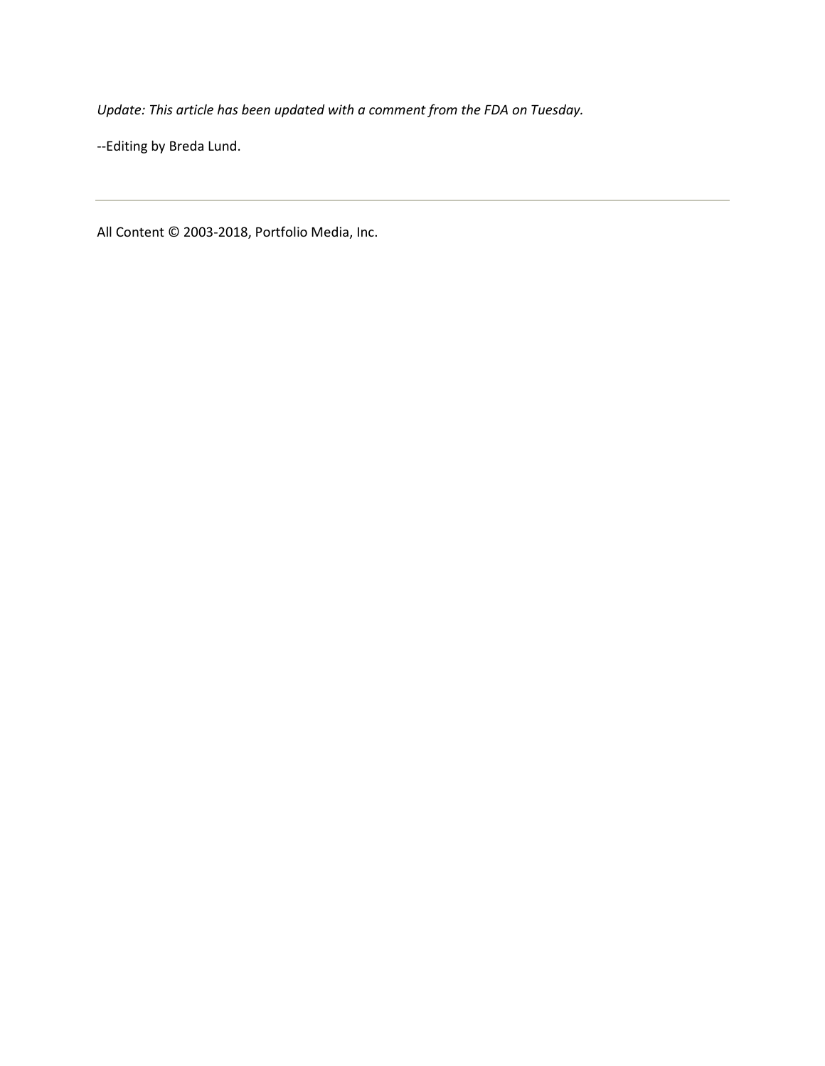*Update: This article has been updated with a comment from the FDA on Tuesday.*

--Editing by Breda Lund.

---

All Content © 2003-2018, Portfolio Media, Inc.